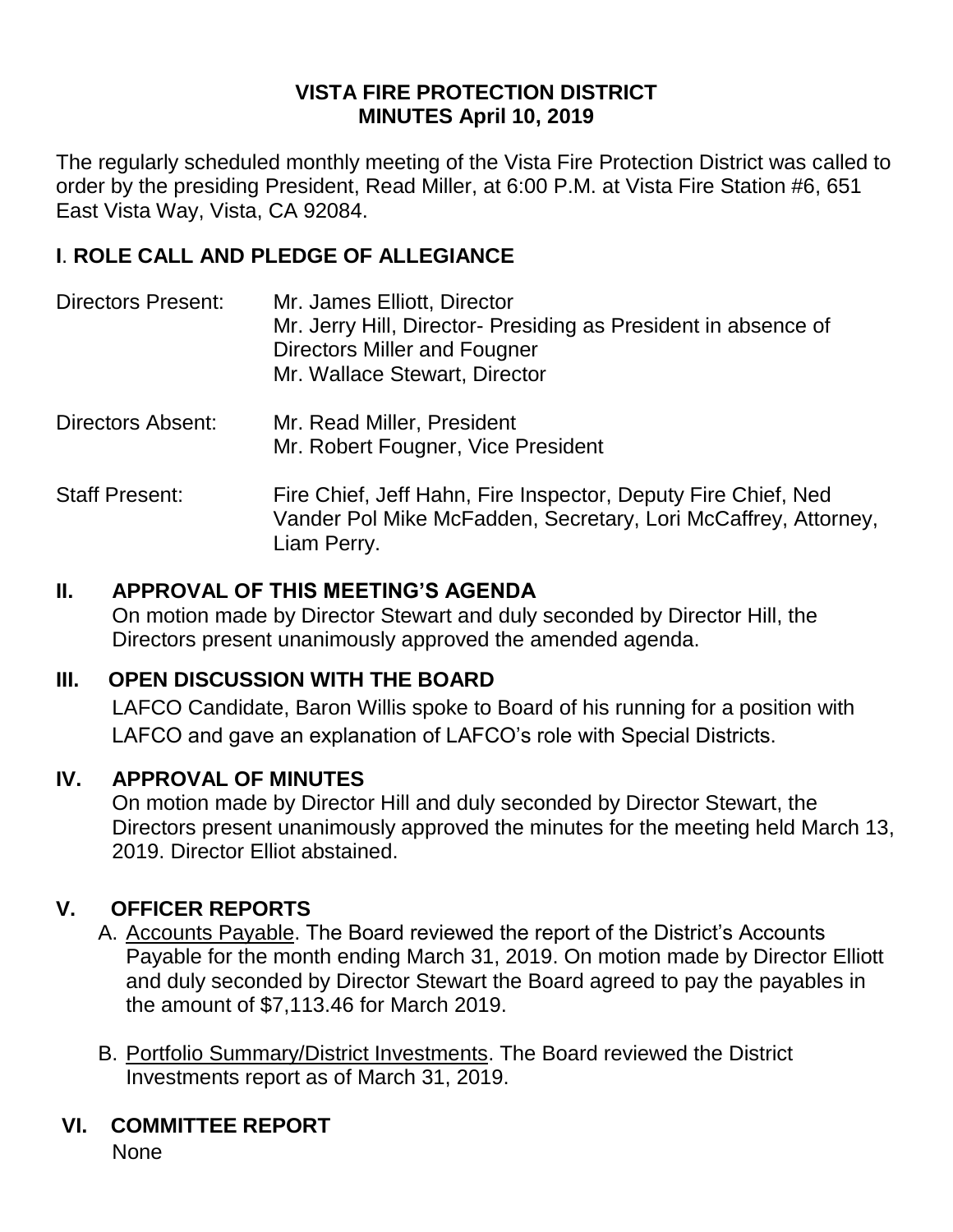# VISTA FIRE PROTECTION DISTRICT
# MINUTES April 10, 2019

The regularly scheduled monthly meeting of the Vista Fire Protection District was called to order by the presiding President, Read Miller, at 6:00 P.M. at Vista Fire Station #6, 651 East Vista Way, Vista, CA 92084.

## I. ROLE CALL AND PLEDGE OF ALLEGIANCE

Directors Present: Mr. James Elliott, Director
Mr. Jerry Hill, Director- Presiding as President in absence of Directors Miller and Fougner
Mr. Wallace Stewart, Director

Directors Absent: Mr. Read Miller, President
Mr. Robert Fougner, Vice President

Staff Present: Fire Chief, Jeff Hahn, Fire Inspector, Deputy Fire Chief, Ned Vander Pol Mike McFadden, Secretary, Lori McCaffrey, Attorney, Liam Perry.

## II. APPROVAL OF THIS MEETING'S AGENDA

On motion made by Director Stewart and duly seconded by Director Hill, the Directors present unanimously approved the amended agenda.

## III. OPEN DISCUSSION WITH THE BOARD

LAFCO Candidate, Baron Willis spoke to Board of his running for a position with LAFCO and gave an explanation of LAFCO's role with Special Districts.

## IV. APPROVAL OF MINUTES

On motion made by Director Hill and duly seconded by Director Stewart, the Directors present unanimously approved the minutes for the meeting held March 13, 2019. Director Elliot abstained.

## V. OFFICER REPORTS

A. Accounts Payable. The Board reviewed the report of the District's Accounts Payable for the month ending March 31, 2019. On motion made by Director Elliott and duly seconded by Director Stewart the Board agreed to pay the payables in the amount of $7,113.46 for March 2019.

B. Portfolio Summary/District Investments. The Board reviewed the District Investments report as of March 31, 2019.

## VI. COMMITTEE REPORT

None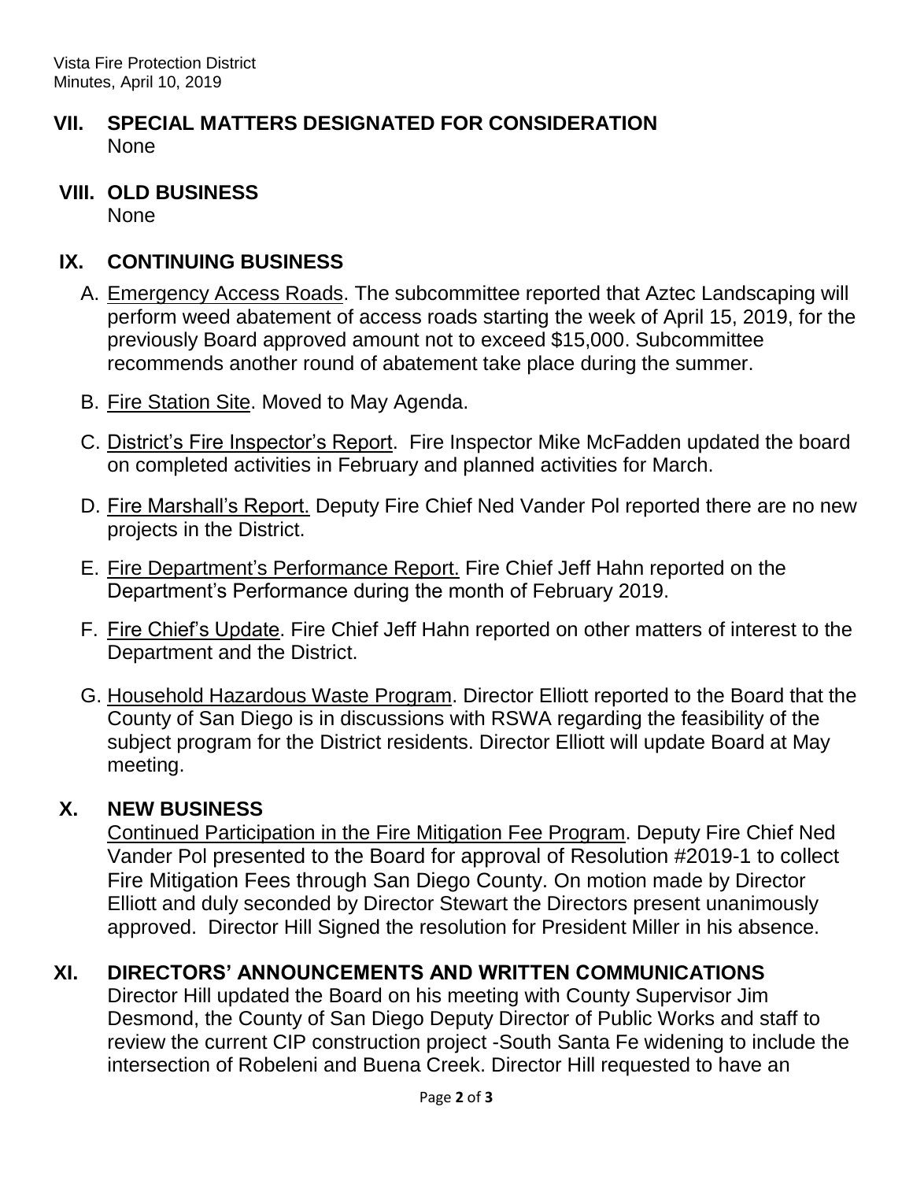## VII. SPECIAL MATTERS DESIGNATED FOR CONSIDERATION

None

## VIII. OLD BUSINESS

None

## IX. CONTINUING BUSINESS

A. Emergency Access Roads. The subcommittee reported that Aztec Landscaping will perform weed abatement of access roads starting the week of April 15, 2019, for the previously Board approved amount not to exceed $15,000. Subcommittee recommends another round of abatement take place during the summer.

B. Fire Station Site. Moved to May Agenda.

C. District's Fire Inspector's Report. Fire Inspector Mike McFadden updated the board on completed activities in February and planned activities for March.

D. Fire Marshall's Report. Deputy Fire Chief Ned Vander Pol reported there are no new projects in the District.

E. Fire Department's Performance Report. Fire Chief Jeff Hahn reported on the Department's Performance during the month of February 2019.

F. Fire Chief's Update. Fire Chief Jeff Hahn reported on other matters of interest to the Department and the District.

G. Household Hazardous Waste Program. Director Elliott reported to the Board that the County of San Diego is in discussions with RSWA regarding the feasibility of the subject program for the District residents. Director Elliott will update Board at May meeting.

## X. NEW BUSINESS

Continued Participation in the Fire Mitigation Fee Program. Deputy Fire Chief Ned Vander Pol presented to the Board for approval of Resolution #2019-1 to collect Fire Mitigation Fees through San Diego County. On motion made by Director Elliott and duly seconded by Director Stewart the Directors present unanimously approved. Director Hill Signed the resolution for President Miller in his absence.

## XI. DIRECTORS' ANNOUNCEMENTS AND WRITTEN COMMUNICATIONS

Director Hill updated the Board on his meeting with County Supervisor Jim Desmond, the County of San Diego Deputy Director of Public Works and staff to review the current CIP construction project -South Santa Fe widening to include the intersection of Robeleni and Buena Creek. Director Hill requested to have an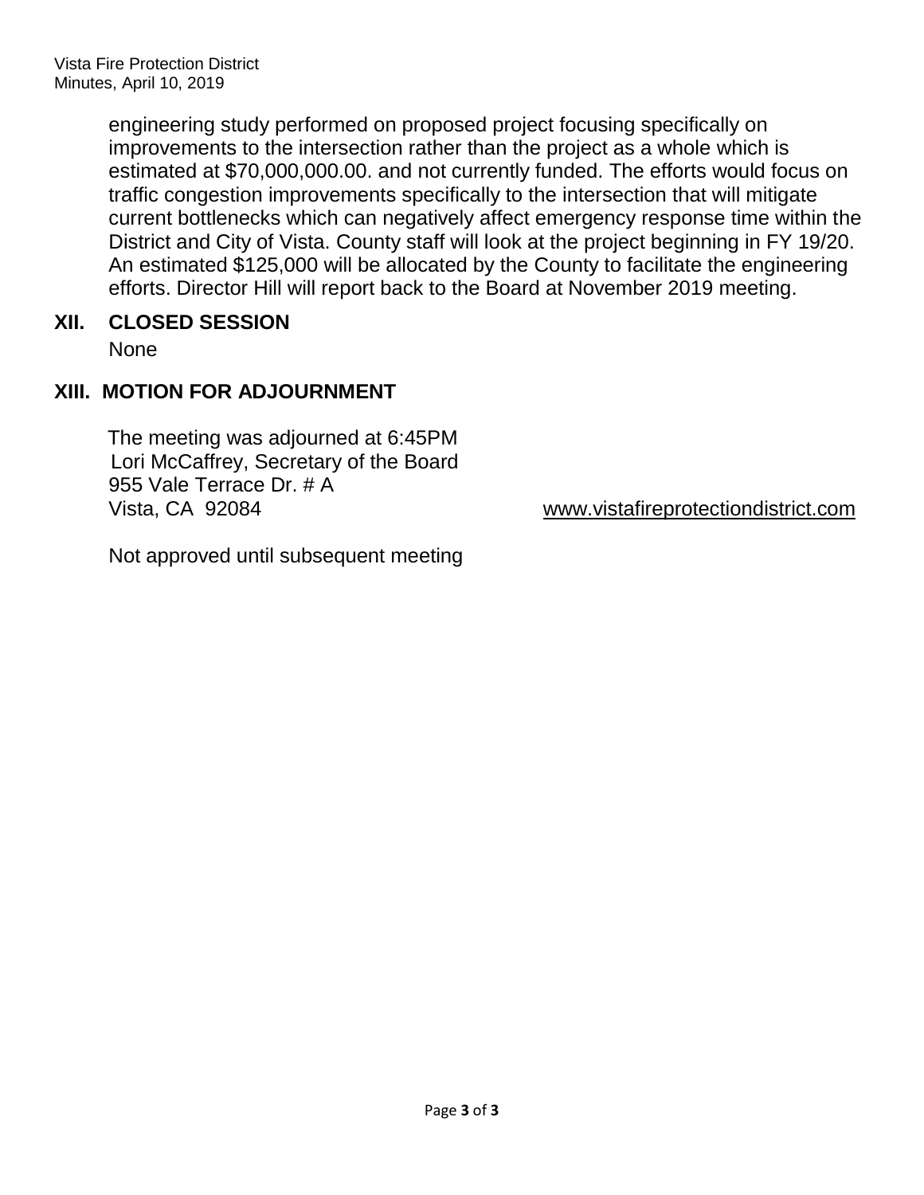engineering study performed on proposed project focusing specifically on improvements to the intersection rather than the project as a whole which is estimated at $70,000,000.00. and not currently funded. The efforts would focus on traffic congestion improvements specifically to the intersection that will mitigate current bottlenecks which can negatively affect emergency response time within the District and City of Vista. County staff will look at the project beginning in FY 19/20. An estimated $125,000 will be allocated by the County to facilitate the engineering efforts. Director Hill will report back to the Board at November 2019 meeting.

## XII. CLOSED SESSION

None

## XIII. MOTION FOR ADJOURNMENT

The meeting was adjourned at 6:45PM
Lori McCaffrey, Secretary of the Board
955 Vale Terrace Dr. # A
Vista, CA 92084 www.vistafireprotectiondistrict.com

Not approved until subsequent meeting